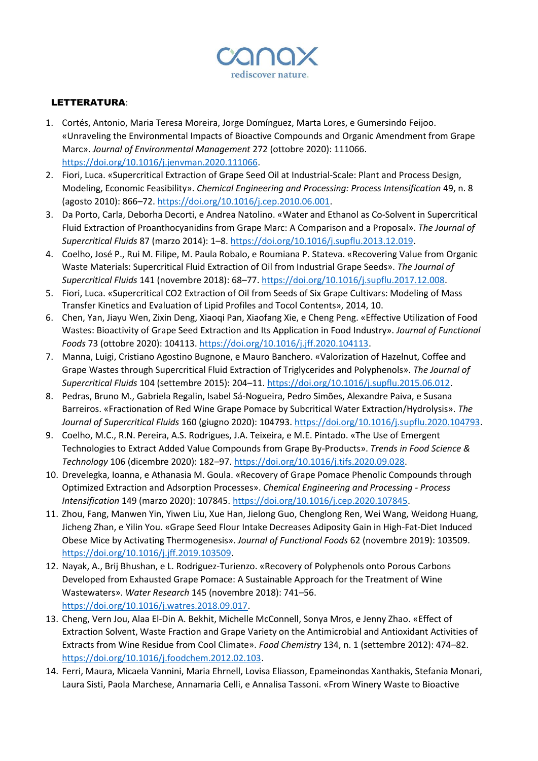canax
rediscover nature.

**LETTERATURA**:

1. Cortés, Antonio, Maria Teresa Moreira, Jorge Domínguez, Marta Lores, e Gumersindo Feijoo. «Unraveling the Environmental Impacts of Bioactive Compounds and Organic Amendment from Grape Marc». *Journal of Environmental Management* 272 (ottobre 2020): 111066. https://doi.org/10.1016/j.jenvman.2020.111066.
2. Fiori, Luca. «Supercritical Extraction of Grape Seed Oil at Industrial-Scale: Plant and Process Design, Modeling, Economic Feasibility». *Chemical Engineering and Processing: Process Intensification* 49, n. 8 (agosto 2010): 866–72. https://doi.org/10.1016/j.cep.2010.06.001.
3. Da Porto, Carla, Deborha Decorti, e Andrea Natolino. «Water and Ethanol as Co-Solvent in Supercritical Fluid Extraction of Proanthocyanidins from Grape Marc: A Comparison and a Proposal». *The Journal of Supercritical Fluids* 87 (marzo 2014): 1–8. https://doi.org/10.1016/j.supflu.2013.12.019.
4. Coelho, José P., Rui M. Filipe, M. Paula Robalo, e Roumiana P. Stateva. «Recovering Value from Organic Waste Materials: Supercritical Fluid Extraction of Oil from Industrial Grape Seeds». *The Journal of Supercritical Fluids* 141 (novembre 2018): 68–77. https://doi.org/10.1016/j.supflu.2017.12.008.
5. Fiori, Luca. «Supercritical CO2 Extraction of Oil from Seeds of Six Grape Cultivars: Modeling of Mass Transfer Kinetics and Evaluation of Lipid Profiles and Tocol Contents», 2014, 10.
6. Chen, Yan, Jiayu Wen, Zixin Deng, Xiaoqi Pan, Xiaofang Xie, e Cheng Peng. «Effective Utilization of Food Wastes: Bioactivity of Grape Seed Extraction and Its Application in Food Industry». *Journal of Functional Foods* 73 (ottobre 2020): 104113. https://doi.org/10.1016/j.jff.2020.104113.
7. Manna, Luigi, Cristiano Agostino Bugnone, e Mauro Banchero. «Valorization of Hazelnut, Coffee and Grape Wastes through Supercritical Fluid Extraction of Triglycerides and Polyphenols». *The Journal of Supercritical Fluids* 104 (settembre 2015): 204–11. https://doi.org/10.1016/j.supflu.2015.06.012.
8. Pedras, Bruno M., Gabriela Regalin, Isabel Sá-Nogueira, Pedro Simões, Alexandre Paiva, e Susana Barreiros. «Fractionation of Red Wine Grape Pomace by Subcritical Water Extraction/Hydrolysis». *The Journal of Supercritical Fluids* 160 (giugno 2020): 104793. https://doi.org/10.1016/j.supflu.2020.104793.
9. Coelho, M.C., R.N. Pereira, A.S. Rodrigues, J.A. Teixeira, e M.E. Pintado. «The Use of Emergent Technologies to Extract Added Value Compounds from Grape By-Products». *Trends in Food Science & Technology* 106 (dicembre 2020): 182–97. https://doi.org/10.1016/j.tifs.2020.09.028.
10. Drevelegka, Ioanna, e Athanasia M. Goula. «Recovery of Grape Pomace Phenolic Compounds through Optimized Extraction and Adsorption Processes». *Chemical Engineering and Processing - Process Intensification* 149 (marzo 2020): 107845. https://doi.org/10.1016/j.cep.2020.107845.
11. Zhou, Fang, Manwen Yin, Yiwen Liu, Xue Han, Jielong Guo, Chenglong Ren, Wei Wang, Weidong Huang, Jicheng Zhan, e Yilin You. «Grape Seed Flour Intake Decreases Adiposity Gain in High-Fat-Diet Induced Obese Mice by Activating Thermogenesis». *Journal of Functional Foods* 62 (novembre 2019): 103509. https://doi.org/10.1016/j.jff.2019.103509.
12. Nayak, A., Brij Bhushan, e L. Rodriguez-Turienzo. «Recovery of Polyphenols onto Porous Carbons Developed from Exhausted Grape Pomace: A Sustainable Approach for the Treatment of Wine Wastewaters». *Water Research* 145 (novembre 2018): 741–56. https://doi.org/10.1016/j.watres.2018.09.017.
13. Cheng, Vern Jou, Alaa El-Din A. Bekhit, Michelle McConnell, Sonya Mros, e Jenny Zhao. «Effect of Extraction Solvent, Waste Fraction and Grape Variety on the Antimicrobial and Antioxidant Activities of Extracts from Wine Residue from Cool Climate». *Food Chemistry* 134, n. 1 (settembre 2012): 474–82. https://doi.org/10.1016/j.foodchem.2012.02.103.
14. Ferri, Maura, Micaela Vannini, Maria Ehrnell, Lovisa Eliasson, Epameinondas Xanthakis, Stefania Monari, Laura Sisti, Paola Marchese, Annamaria Celli, e Annalisa Tassoni. «From Winery Waste to Bioactive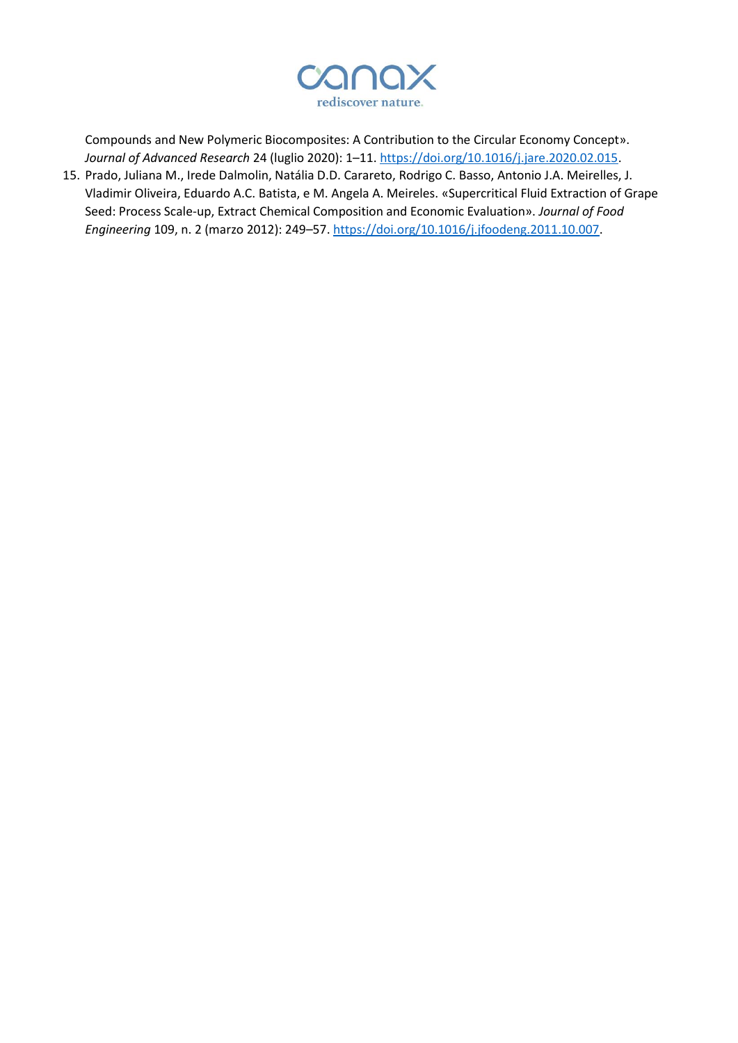Compounds and New Polymeric Biocomposites: A Contribution to the Circular Economy Concept». *Journal of Advanced Research* 24 (luglio 2020): 1–11. https://doi.org/10.1016/j.jare.2020.02.015.

15. Prado, Juliana M., Irede Dalmolin, Natália D.D. Carareto, Rodrigo C. Basso, Antonio J.A. Meirelles, J. Vladimir Oliveira, Eduardo A.C. Batista, e M. Angela A. Meireles. «Supercritical Fluid Extraction of Grape Seed: Process Scale-up, Extract Chemical Composition and Economic Evaluation». *Journal of Food Engineering* 109, n. 2 (marzo 2012): 249–57. https://doi.org/10.1016/j.jfoodeng.2011.10.007.